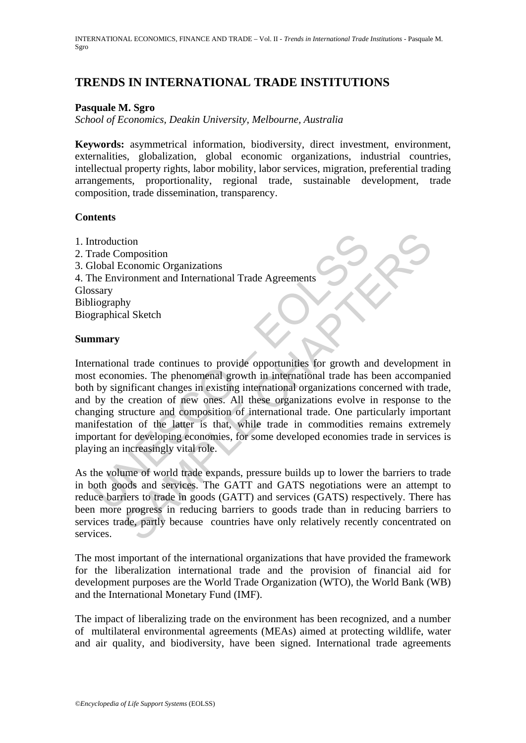# TRENDS IN INTERNATIONAL TRADE INSTITUTIONS

**Pasquale M. Sgro**

*School of Economics, Deakin University, Melbourne, Australia*

**Keywords:** asymmetrical information, biodiversity, direct investment, environment, externalities, globalization, global economic organizations, industrial countries, intellectual property rights, labor mobility, labor services, migration, preferential trading arrangements, proportionality, regional trade, sustainable development, trade composition, trade dissemination, transparency.

## Contents

1. Introduction
2. Trade Composition
3. Global Economic Organizations
4. The Environment and International Trade Agreements

Glossary
Bibliography
Biographical Sketch

## Summary

International trade continues to provide opportunities for growth and development in most economies. The phenomenal growth in international trade has been accompanied both by significant changes in existing international organizations concerned with trade, and by the creation of new ones. All these organizations evolve in response to the changing structure and composition of international trade. One particularly important manifestation of the latter is that, while trade in commodities remains extremely important for developing economies, for some developed economies trade in services is playing an increasingly vital role.

As the volume of world trade expands, pressure builds up to lower the barriers to trade in both goods and services. The GATT and GATS negotiations were an attempt to reduce barriers to trade in goods (GATT) and services (GATS) respectively. There has been more progress in reducing barriers to goods trade than in reducing barriers to services trade, partly because countries have only relatively recently concentrated on services.

The most important of the international organizations that have provided the framework for the liberalization international trade and the provision of financial aid for development purposes are the World Trade Organization (WTO), the World Bank (WB) and the International Monetary Fund (IMF).

The impact of liberalizing trade on the environment has been recognized, and a number of multilateral environmental agreements (MEAs) aimed at protecting wildlife, water and air quality, and biodiversity, have been signed. International trade agreements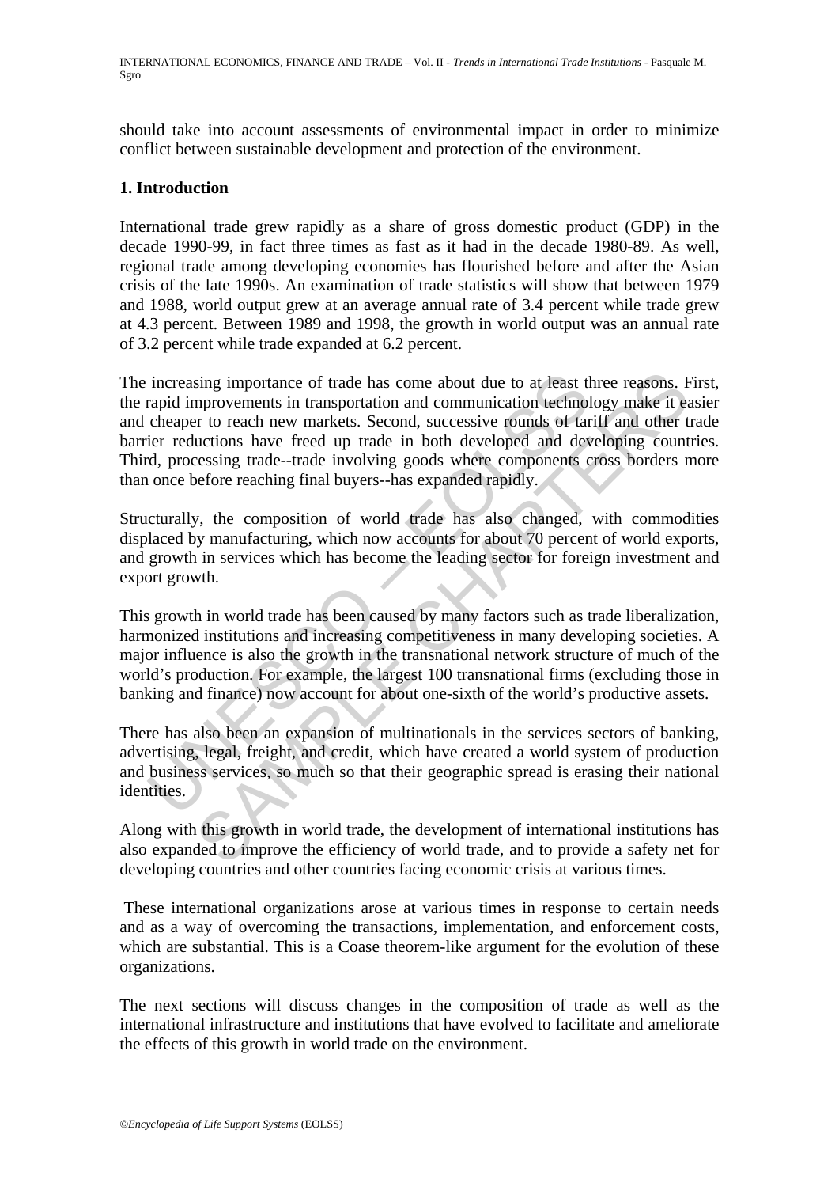should take into account assessments of environmental impact in order to minimize conflict between sustainable development and protection of the environment.

## 1. Introduction

International trade grew rapidly as a share of gross domestic product (GDP) in the decade 1990-99, in fact three times as fast as it had in the decade 1980-89. As well, regional trade among developing economies has flourished before and after the Asian crisis of the late 1990s. An examination of trade statistics will show that between 1979 and 1988, world output grew at an average annual rate of 3.4 percent while trade grew at 4.3 percent. Between 1989 and 1998, the growth in world output was an annual rate of 3.2 percent while trade expanded at 6.2 percent.

The increasing importance of trade has come about due to at least three reasons. First, the rapid improvements in transportation and communication technology make it easier and cheaper to reach new markets. Second, successive rounds of tariff and other trade barrier reductions have freed up trade in both developed and developing countries. Third, processing trade--trade involving goods where components cross borders more than once before reaching final buyers--has expanded rapidly.

Structurally, the composition of world trade has also changed, with commodities displaced by manufacturing, which now accounts for about 70 percent of world exports, and growth in services which has become the leading sector for foreign investment and export growth.

This growth in world trade has been caused by many factors such as trade liberalization, harmonized institutions and increasing competitiveness in many developing societies. A major influence is also the growth in the transnational network structure of much of the world's production. For example, the largest 100 transnational firms (excluding those in banking and finance) now account for about one-sixth of the world's productive assets.

There has also been an expansion of multinationals in the services sectors of banking, advertising, legal, freight, and credit, which have created a world system of production and business services, so much so that their geographic spread is erasing their national identities.

Along with this growth in world trade, the development of international institutions has also expanded to improve the efficiency of world trade, and to provide a safety net for developing countries and other countries facing economic crisis at various times.

These international organizations arose at various times in response to certain needs and as a way of overcoming the transactions, implementation, and enforcement costs, which are substantial. This is a Coase theorem-like argument for the evolution of these organizations.

The next sections will discuss changes in the composition of trade as well as the international infrastructure and institutions that have evolved to facilitate and ameliorate the effects of this growth in world trade on the environment.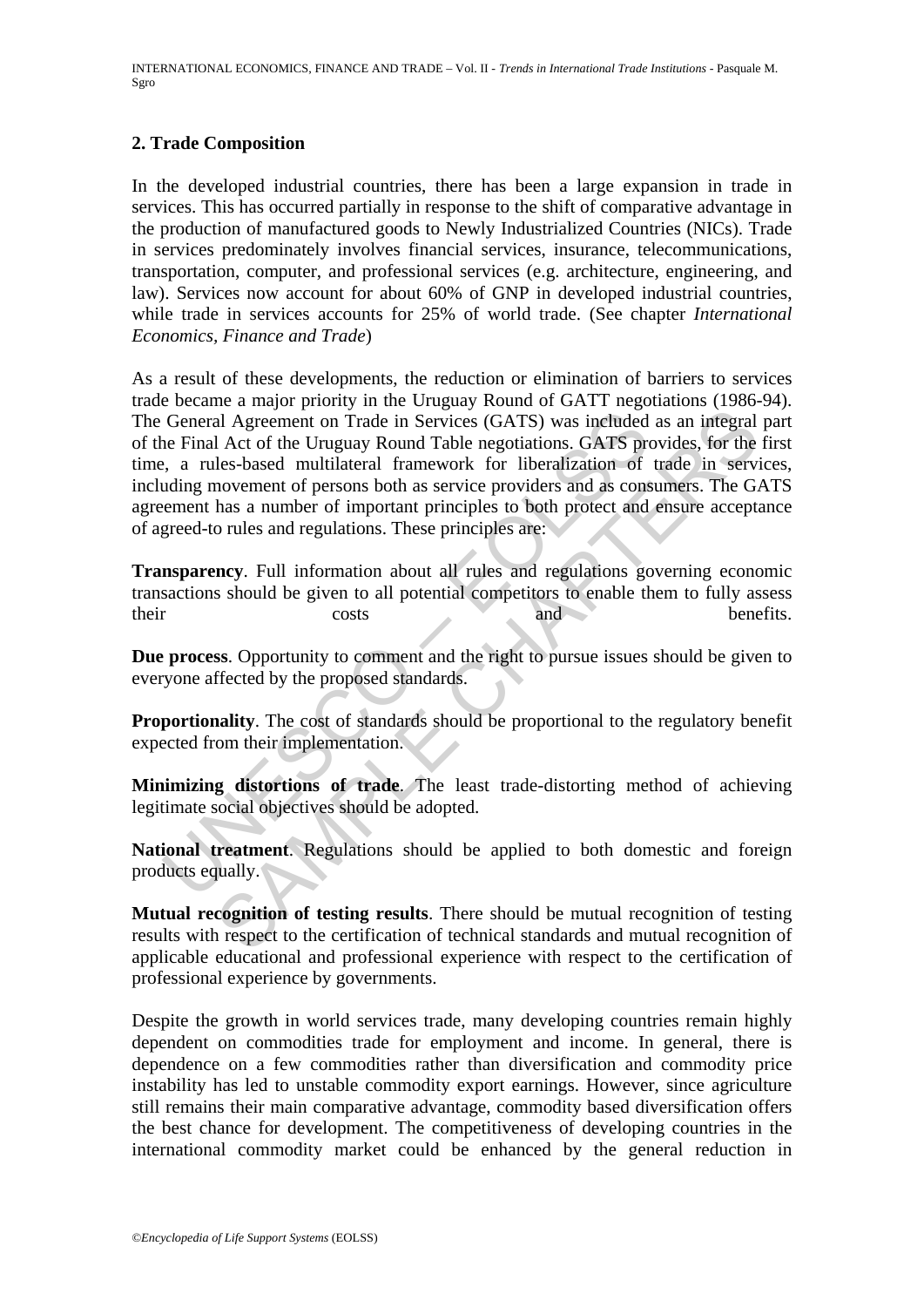## 2. Trade Composition

In the developed industrial countries, there has been a large expansion in trade in services. This has occurred partially in response to the shift of comparative advantage in the production of manufactured goods to Newly Industrialized Countries (NICs). Trade in services predominately involves financial services, insurance, telecommunications, transportation, computer, and professional services (e.g. architecture, engineering, and law). Services now account for about 60% of GNP in developed industrial countries, while trade in services accounts for 25% of world trade. (See chapter *International Economics, Finance and Trade*)

As a result of these developments, the reduction or elimination of barriers to services trade became a major priority in the Uruguay Round of GATT negotiations (1986-94). The General Agreement on Trade in Services (GATS) was included as an integral part of the Final Act of the Uruguay Round Table negotiations. GATS provides, for the first time, a rules-based multilateral framework for liberalization of trade in services, including movement of persons both as service providers and as consumers. The GATS agreement has a number of important principles to both protect and ensure acceptance of agreed-to rules and regulations. These principles are:

**Transparency**. Full information about all rules and regulations governing economic transactions should be given to all potential competitors to enable them to fully assess their costs and benefits.

**Due process**. Opportunity to comment and the right to pursue issues should be given to everyone affected by the proposed standards.

**Proportionality**. The cost of standards should be proportional to the regulatory benefit expected from their implementation.

**Minimizing distortions of trade**. The least trade-distorting method of achieving legitimate social objectives should be adopted.

**National treatment**. Regulations should be applied to both domestic and foreign products equally.

**Mutual recognition of testing results**. There should be mutual recognition of testing results with respect to the certification of technical standards and mutual recognition of applicable educational and professional experience with respect to the certification of professional experience by governments.

Despite the growth in world services trade, many developing countries remain highly dependent on commodities trade for employment and income. In general, there is dependence on a few commodities rather than diversification and commodity price instability has led to unstable commodity export earnings. However, since agriculture still remains their main comparative advantage, commodity based diversification offers the best chance for development. The competitiveness of developing countries in the international commodity market could be enhanced by the general reduction in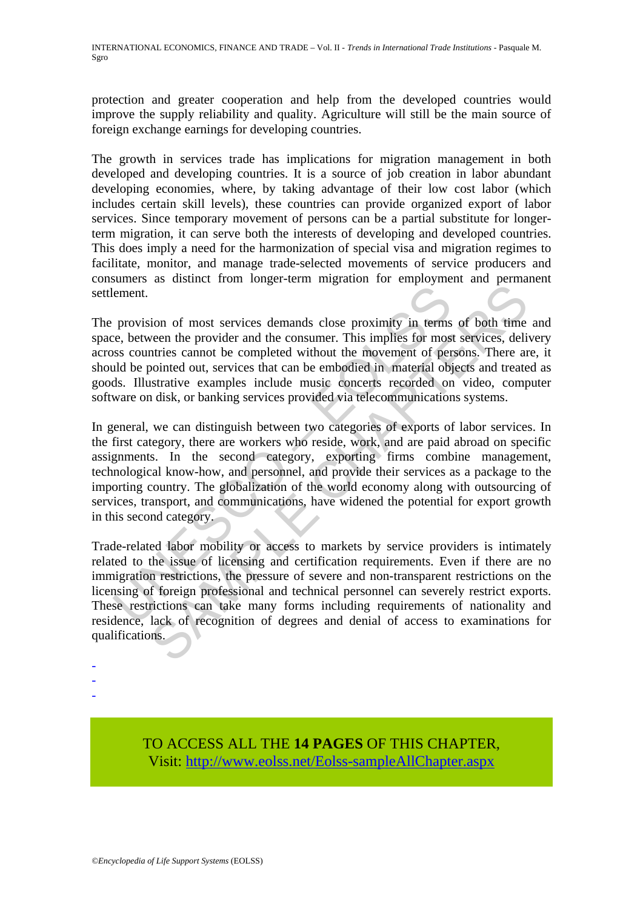protection and greater cooperation and help from the developed countries would improve the supply reliability and quality. Agriculture will still be the main source of foreign exchange earnings for developing countries.

The growth in services trade has implications for migration management in both developed and developing countries. It is a source of job creation in labor abundant developing economies, where, by taking advantage of their low cost labor (which includes certain skill levels), these countries can provide organized export of labor services. Since temporary movement of persons can be a partial substitute for longer-term migration, it can serve both the interests of developing and developed countries. This does imply a need for the harmonization of special visa and migration regimes to facilitate, monitor, and manage trade-selected movements of service producers and consumers as distinct from longer-term migration for employment and permanent settlement.

The provision of most services demands close proximity in terms of both time and space, between the provider and the consumer. This implies for most services, delivery across countries cannot be completed without the movement of persons. There are, it should be pointed out, services that can be embodied in material objects and treated as goods. Illustrative examples include music concerts recorded on video, computer software on disk, or banking services provided via telecommunications systems.

In general, we can distinguish between two categories of exports of labor services. In the first category, there are workers who reside, work, and are paid abroad on specific assignments. In the second category, exporting firms combine management, technological know-how, and personnel, and provide their services as a package to the importing country. The globalization of the world economy along with outsourcing of services, transport, and communications, have widened the potential for export growth in this second category.

Trade-related labor mobility or access to markets by service providers is intimately related to the issue of licensing and certification requirements. Even if there are no immigration restrictions, the pressure of severe and non-transparent restrictions on the licensing of foreign professional and technical personnel can severely restrict exports. These restrictions can take many forms including requirements of nationality and residence, lack of recognition of degrees and denial of access to examinations for qualifications.

-
-
-

TO ACCESS ALL THE **14 PAGES** OF THIS CHAPTER,
Visit: http://www.eolss.net/Eolss-sampleAllChapter.aspx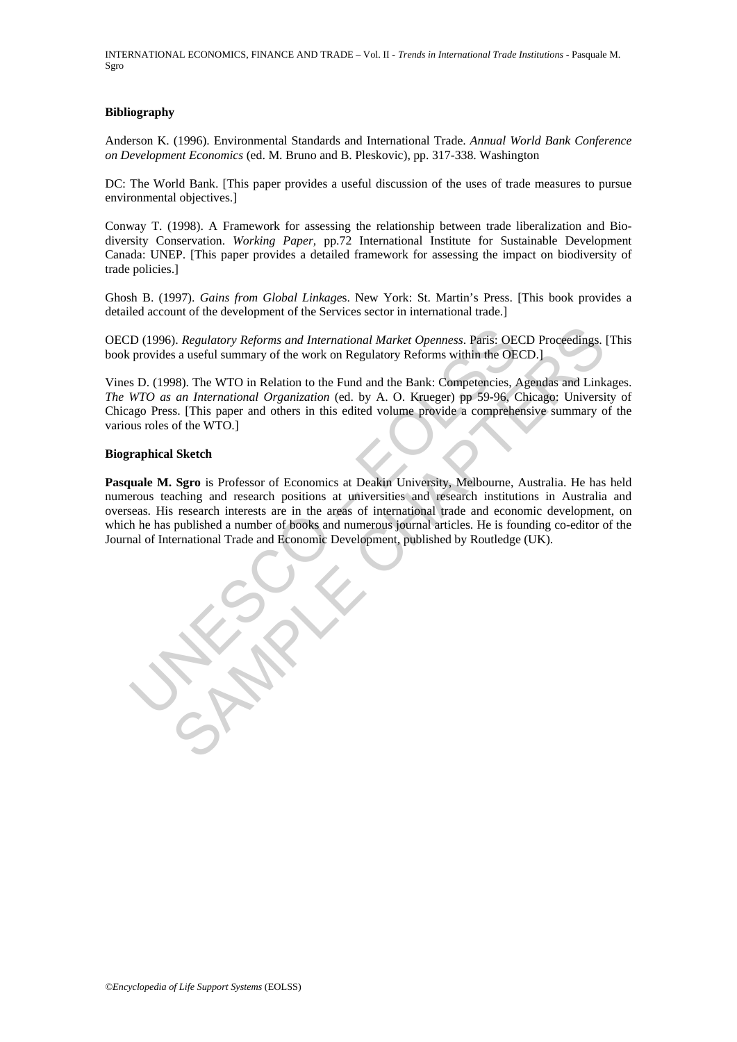### Bibliography

Anderson K. (1996). Environmental Standards and International Trade. *Annual World Bank Conference on Development Economics* (ed. M. Bruno and B. Pleskovic), pp. 317-338. Washington

DC: The World Bank. [This paper provides a useful discussion of the uses of trade measures to pursue environmental objectives.]

Conway T. (1998). A Framework for assessing the relationship between trade liberalization and Biodiversity Conservation. *Working Paper,* pp.72 International Institute for Sustainable Development Canada: UNEP. [This paper provides a detailed framework for assessing the impact on biodiversity of trade policies.]

Ghosh B. (1997). *Gains from Global Linkages*. New York: St. Martin's Press. [This book provides a detailed account of the development of the Services sector in international trade.]

OECD (1996). *Regulatory Reforms and International Market Openness*. Paris: OECD Proceedings. [This book provides a useful summary of the work on Regulatory Reforms within the OECD.]

Vines D. (1998). The WTO in Relation to the Fund and the Bank: Competencies, Agendas and Linkages. *The WTO as an International Organization* (ed. by A. O. Krueger) pp 59-96, Chicago: University of Chicago Press. [This paper and others in this edited volume provide a comprehensive summary of the various roles of the WTO.]

### Biographical Sketch

**Pasquale M. Sgro** is Professor of Economics at Deakin University, Melbourne, Australia. He has held numerous teaching and research positions at universities and research institutions in Australia and overseas. His research interests are in the areas of international trade and economic development, on which he has published a number of books and numerous journal articles. He is founding co-editor of the Journal of International Trade and Economic Development, published by Routledge (UK).